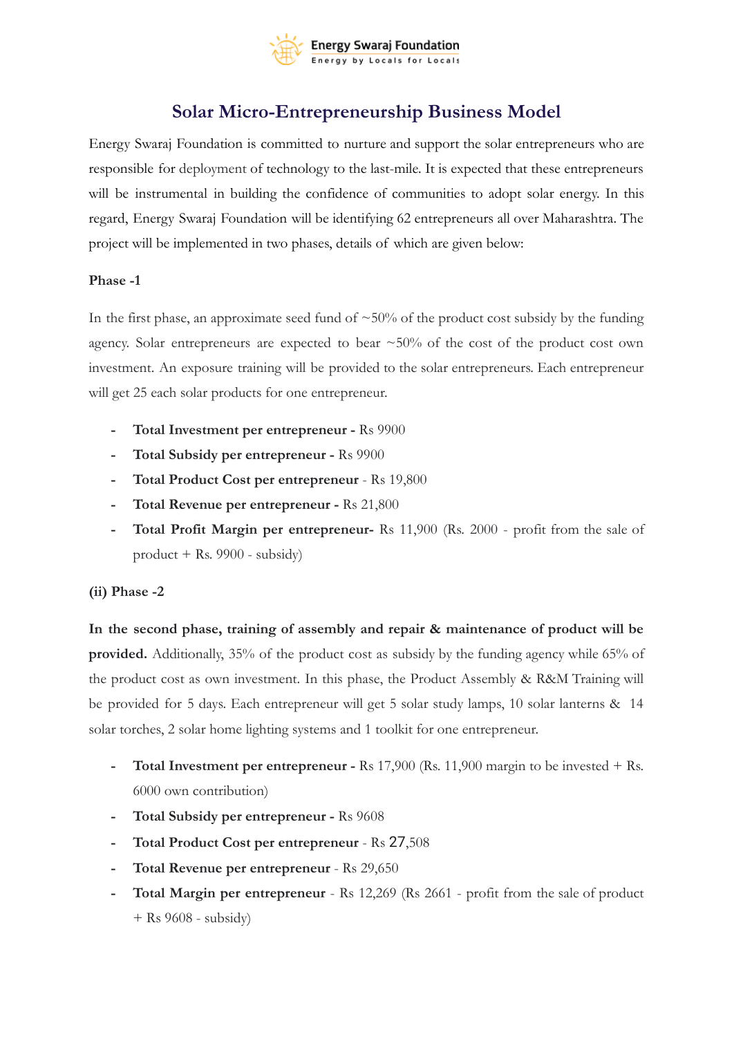Energy Swaraj Foundation
Energy by Locals for Locals

# Solar Micro-Entrepreneurship Business Model

Energy Swaraj Foundation is committed to nurture and support the solar entrepreneurs who are responsible for deployment of technology to the last-mile. It is expected that these entrepreneurs will be instrumental in building the confidence of communities to adopt solar energy. In this regard, Energy Swaraj Foundation will be identifying 62 entrepreneurs all over Maharashtra. The project will be implemented in two phases, details of which are given below:

**Phase -1**

In the first phase, an approximate seed fund of ~50% of the product cost subsidy by the funding agency. Solar entrepreneurs are expected to bear ~50% of the cost of the product cost own investment. An exposure training will be provided to the solar entrepreneurs. Each entrepreneur will get 25 each solar products for one entrepreneur.

- **Total Investment per entrepreneur -** Rs 9900
- **Total Subsidy per entrepreneur -** Rs 9900
- **Total Product Cost per entrepreneur** - Rs 19,800
- **Total Revenue per entrepreneur -** Rs 21,800
- **Total Profit Margin per entrepreneur-** Rs 11,900 (Rs. 2000 - profit from the sale of product + Rs. 9900 - subsidy)

**(ii) Phase -2**

**In the second phase, training of assembly and repair & maintenance of product will be provided.** Additionally, 35% of the product cost as subsidy by the funding agency while 65% of the product cost as own investment. In this phase, the Product Assembly & R&M Training will be provided for 5 days. Each entrepreneur will get 5 solar study lamps, 10 solar lanterns & 14 solar torches, 2 solar home lighting systems and 1 toolkit for one entrepreneur.

- **Total Investment per entrepreneur -** Rs 17,900 (Rs. 11,900 margin to be invested + Rs. 6000 own contribution)
- **Total Subsidy per entrepreneur -** Rs 9608
- **Total Product Cost per entrepreneur** - Rs 27,508
- **Total Revenue per entrepreneur** - Rs 29,650
- **Total Margin per entrepreneur** - Rs 12,269 (Rs 2661 - profit from the sale of product + Rs 9608 - subsidy)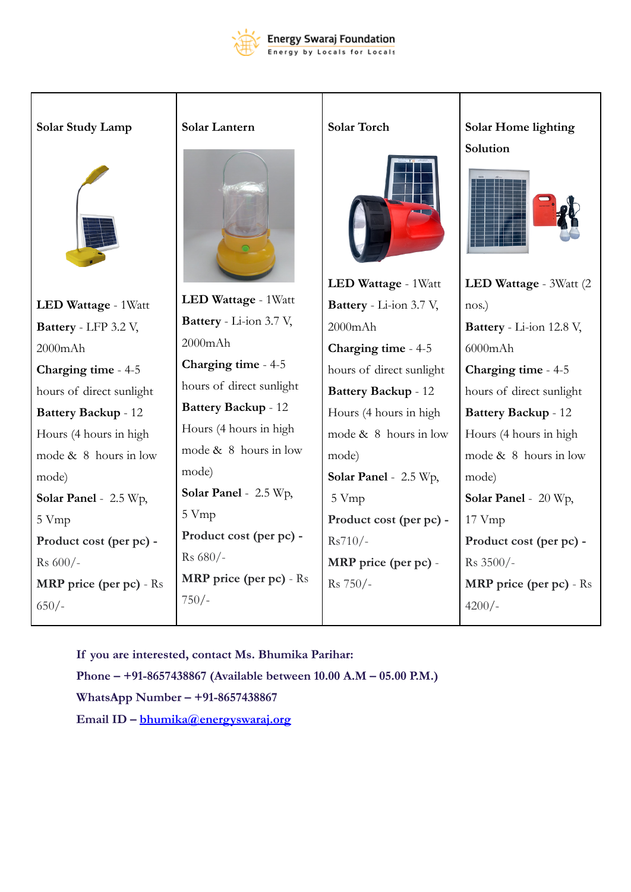**Energy Swaraj Foundation**
Energy by Locals for Locals

| Solar Study Lamp | Solar Lantern | Solar Torch | Solar Home lighting Solution |
|---|---|---|---|
| **LED Wattage** - 1Watt<br>**Battery** - LFP 3.2 V, 2000mAh<br>**Charging time** - 4-5 hours of direct sunlight<br>**Battery Backup** - 12 Hours (4 hours in high mode & 8 hours in low mode)<br>**Solar Panel** - 2.5 Wp, 5 Vmp<br>**Product cost (per pc)** - Rs 600/-<br>**MRP price (per pc)** - Rs 650/- | **LED Wattage** - 1Watt<br>**Battery** - Li-ion 3.7 V, 2000mAh<br>**Charging time** - 4-5 hours of direct sunlight<br>**Battery Backup** - 12 Hours (4 hours in high mode & 8 hours in low mode)<br>**Solar Panel** - 2.5 Wp, 5 Vmp<br>**Product cost (per pc)** - Rs 680/-<br>**MRP price (per pc)** - Rs 750/- | **LED Wattage** - 1Watt<br>**Battery** - Li-ion 3.7 V, 2000mAh<br>**Charging time** - 4-5 hours of direct sunlight<br>**Battery Backup** - 12 Hours (4 hours in high mode & 8 hours in low mode)<br>**Solar Panel** - 2.5 Wp, 5 Vmp<br>**Product cost (per pc)** - Rs710/-<br>**MRP price (per pc)** - Rs 750/- | **LED Wattage** - 3Watt (2 nos.)<br>**Battery** - Li-ion 12.8 V, 6000mAh<br>**Charging time** - 4-5 hours of direct sunlight<br>**Battery Backup** - 12 Hours (4 hours in high mode & 8 hours in low mode)<br>**Solar Panel** - 20 Wp, 17 Vmp<br>**Product cost (per pc)** - Rs 3500/-<br>**MRP price (per pc)** - Rs 4200/- |

**If you are interested, contact Ms. Bhumika Parihar:**

**Phone – +91-8657438867 (Available between 10.00 A.M – 05.00 P.M.)**

**WhatsApp Number – +91-8657438867**

**Email ID – bhumika@energyswaraj.org**